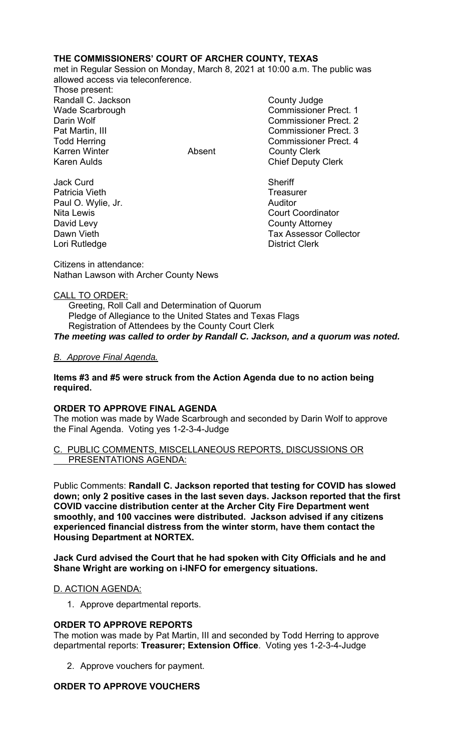**THE COMMISSIONERS' COURT OF ARCHER COUNTY, TEXAS**
met in Regular Session on Monday, March 8, 2021 at 10:00 a.m. The public was allowed access via teleconference.

Those present:

| | | |
|---|---|---|
| Randall C. Jackson | | County Judge |
| Wade Scarbrough | | Commissioner Prect. 1 |
| Darin Wolf | | Commissioner Prect. 2 |
| Pat Martin, III | | Commissioner Prect. 3 |
| Todd Herring | | Commissioner Prect. 4 |
| Karren Winter | Absent | County Clerk |
| Karen Aulds | | Chief Deputy Clerk |
| | | |
| Jack Curd | | Sheriff |
| Patricia Vieth | | Treasurer |
| Paul O. Wylie, Jr. | | Auditor |
| Nita Lewis | | Court Coordinator |
| David Levy | | County Attorney |
| Dawn Vieth | | Tax Assessor Collector |
| Lori Rutledge | | District Clerk |

Citizens in attendance:
Nathan Lawson with Archer County News

CALL TO ORDER:

Greeting, Roll Call and Determination of Quorum
Pledge of Allegiance to the United States and Texas Flags
Registration of Attendees by the County Court Clerk

***The meeting was called to order by Randall C. Jackson, and a quorum was noted.***

*B. Approve Final Agenda.*

**Items #3 and #5 were struck from the Action Agenda due to no action being required.**

**ORDER TO APPROVE FINAL AGENDA**
The motion was made by Wade Scarbrough and seconded by Darin Wolf to approve the Final Agenda. Voting yes 1-2-3-4-Judge

C. PUBLIC COMMENTS, MISCELLANEOUS REPORTS, DISCUSSIONS OR PRESENTATIONS AGENDA:

Public Comments: **Randall C. Jackson reported that testing for COVID has slowed down; only 2 positive cases in the last seven days. Jackson reported that the first COVID vaccine distribution center at the Archer City Fire Department went smoothly, and 100 vaccines were distributed. Jackson advised if any citizens experienced financial distress from the winter storm, have them contact the Housing Department at NORTEX.**

**Jack Curd advised the Court that he had spoken with City Officials and he and Shane Wright are working on i-INFO for emergency situations.**

D. ACTION AGENDA:

1. Approve departmental reports.

**ORDER TO APPROVE REPORTS**
The motion was made by Pat Martin, III and seconded by Todd Herring to approve departmental reports: **Treasurer; Extension Office**. Voting yes 1-2-3-4-Judge

2. Approve vouchers for payment.

**ORDER TO APPROVE VOUCHERS**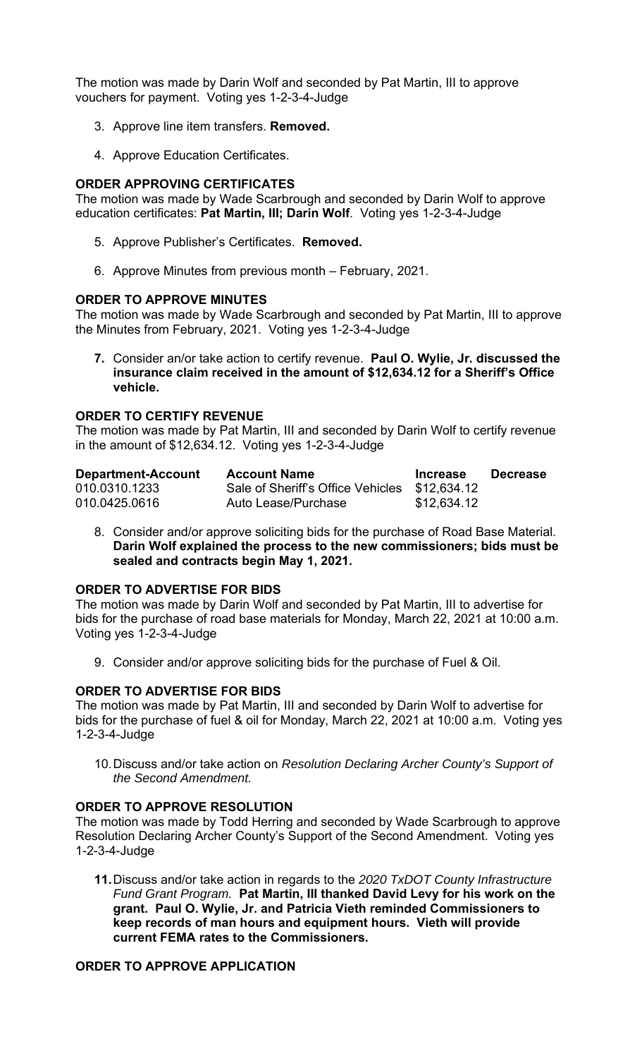The motion was made by Darin Wolf and seconded by Pat Martin, III to approve vouchers for payment. Voting yes 1-2-3-4-Judge

3. Approve line item transfers. **Removed.**

4. Approve Education Certificates.

### ORDER APPROVING CERTIFICATES

The motion was made by Wade Scarbrough and seconded by Darin Wolf to approve education certificates: **Pat Martin, III; Darin Wolf**. Voting yes 1-2-3-4-Judge

5. Approve Publisher's Certificates. **Removed.**

6. Approve Minutes from previous month – February, 2021.

### ORDER TO APPROVE MINUTES

The motion was made by Wade Scarbrough and seconded by Pat Martin, III to approve the Minutes from February, 2021. Voting yes 1-2-3-4-Judge

7. Consider an/or take action to certify revenue. **Paul O. Wylie, Jr. discussed the insurance claim received in the amount of $12,634.12 for a Sheriff's Office vehicle.**

### ORDER TO CERTIFY REVENUE

The motion was made by Pat Martin, III and seconded by Darin Wolf to certify revenue in the amount of $12,634.12. Voting yes 1-2-3-4-Judge

| Department-Account | Account Name | Increase | Decrease |
|---|---|---|---|
| 010.0310.1233 | Sale of Sheriff's Office Vehicles | $12,634.12 | |
| 010.0425.0616 | Auto Lease/Purchase | $12,634.12 | |

8. Consider and/or approve soliciting bids for the purchase of Road Base Material. **Darin Wolf explained the process to the new commissioners; bids must be sealed and contracts begin May 1, 2021.**

### ORDER TO ADVERTISE FOR BIDS

The motion was made by Darin Wolf and seconded by Pat Martin, III to advertise for bids for the purchase of road base materials for Monday, March 22, 2021 at 10:00 a.m. Voting yes 1-2-3-4-Judge

9. Consider and/or approve soliciting bids for the purchase of Fuel & Oil.

### ORDER TO ADVERTISE FOR BIDS

The motion was made by Pat Martin, III and seconded by Darin Wolf to advertise for bids for the purchase of fuel & oil for Monday, March 22, 2021 at 10:00 a.m. Voting yes 1-2-3-4-Judge

10. Discuss and/or take action on *Resolution Declaring Archer County's Support of the Second Amendment.*

### ORDER TO APPROVE RESOLUTION

The motion was made by Todd Herring and seconded by Wade Scarbrough to approve Resolution Declaring Archer County's Support of the Second Amendment. Voting yes 1-2-3-4-Judge

11. Discuss and/or take action in regards to the *2020 TxDOT County Infrastructure Fund Grant Program.* **Pat Martin, III thanked David Levy for his work on the grant. Paul O. Wylie, Jr. and Patricia Vieth reminded Commissioners to keep records of man hours and equipment hours. Vieth will provide current FEMA rates to the Commissioners.**

### ORDER TO APPROVE APPLICATION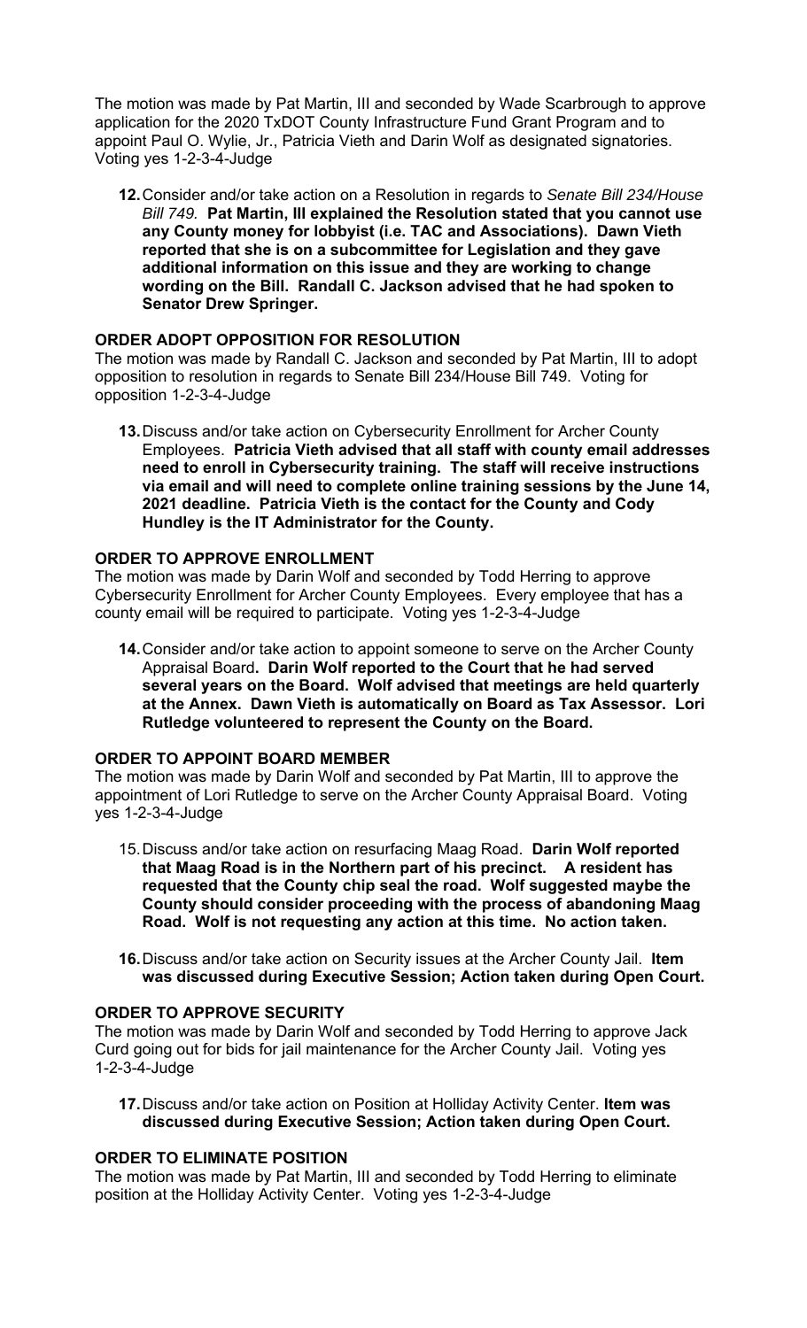The motion was made by Pat Martin, III and seconded by Wade Scarbrough to approve application for the 2020 TxDOT County Infrastructure Fund Grant Program and to appoint Paul O. Wylie, Jr., Patricia Vieth and Darin Wolf as designated signatories. Voting yes 1-2-3-4-Judge

12. Consider and/or take action on a Resolution in regards to *Senate Bill 234/House Bill 749.* **Pat Martin, III explained the Resolution stated that you cannot use any County money for lobbyist (i.e. TAC and Associations). Dawn Vieth reported that she is on a subcommittee for Legislation and they gave additional information on this issue and they are working to change wording on the Bill. Randall C. Jackson advised that he had spoken to Senator Drew Springer.**

**ORDER ADOPT OPPOSITION FOR RESOLUTION**

The motion was made by Randall C. Jackson and seconded by Pat Martin, III to adopt opposition to resolution in regards to Senate Bill 234/House Bill 749. Voting for opposition 1-2-3-4-Judge

13. Discuss and/or take action on Cybersecurity Enrollment for Archer County Employees. **Patricia Vieth advised that all staff with county email addresses need to enroll in Cybersecurity training. The staff will receive instructions via email and will need to complete online training sessions by the June 14, 2021 deadline. Patricia Vieth is the contact for the County and Cody Hundley is the IT Administrator for the County.**

**ORDER TO APPROVE ENROLLMENT**

The motion was made by Darin Wolf and seconded by Todd Herring to approve Cybersecurity Enrollment for Archer County Employees. Every employee that has a county email will be required to participate. Voting yes 1-2-3-4-Judge

14. Consider and/or take action to appoint someone to serve on the Archer County Appraisal Board**. Darin Wolf reported to the Court that he had served several years on the Board. Wolf advised that meetings are held quarterly at the Annex. Dawn Vieth is automatically on Board as Tax Assessor. Lori Rutledge volunteered to represent the County on the Board.**

**ORDER TO APPOINT BOARD MEMBER**

The motion was made by Darin Wolf and seconded by Pat Martin, III to approve the appointment of Lori Rutledge to serve on the Archer County Appraisal Board. Voting yes 1-2-3-4-Judge

15. Discuss and/or take action on resurfacing Maag Road. **Darin Wolf reported that Maag Road is in the Northern part of his precinct. A resident has requested that the County chip seal the road. Wolf suggested maybe the County should consider proceeding with the process of abandoning Maag Road. Wolf is not requesting any action at this time. No action taken.**

16. Discuss and/or take action on Security issues at the Archer County Jail. **Item was discussed during Executive Session; Action taken during Open Court.**

**ORDER TO APPROVE SECURITY**

The motion was made by Darin Wolf and seconded by Todd Herring to approve Jack Curd going out for bids for jail maintenance for the Archer County Jail. Voting yes 1-2-3-4-Judge

17. Discuss and/or take action on Position at Holliday Activity Center. **Item was discussed during Executive Session; Action taken during Open Court.**

**ORDER TO ELIMINATE POSITION**

The motion was made by Pat Martin, III and seconded by Todd Herring to eliminate position at the Holliday Activity Center. Voting yes 1-2-3-4-Judge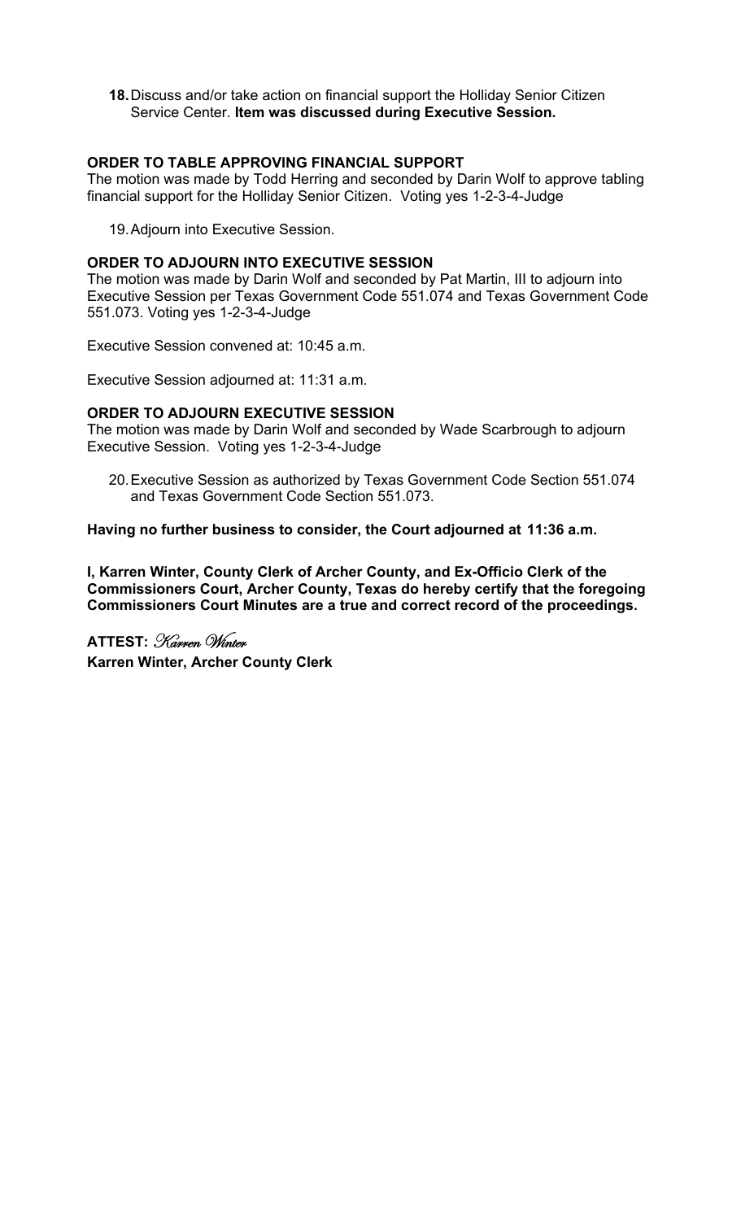18. Discuss and/or take action on financial support the Holliday Senior Citizen Service Center. **Item was discussed during Executive Session.**

**ORDER TO TABLE APPROVING FINANCIAL SUPPORT**

The motion was made by Todd Herring and seconded by Darin Wolf to approve tabling financial support for the Holliday Senior Citizen. Voting yes 1-2-3-4-Judge

19. Adjourn into Executive Session.

**ORDER TO ADJOURN INTO EXECUTIVE SESSION**

The motion was made by Darin Wolf and seconded by Pat Martin, III to adjourn into Executive Session per Texas Government Code 551.074 and Texas Government Code 551.073. Voting yes 1-2-3-4-Judge

Executive Session convened at: 10:45 a.m.

Executive Session adjourned at: 11:31 a.m.

**ORDER TO ADJOURN EXECUTIVE SESSION**

The motion was made by Darin Wolf and seconded by Wade Scarbrough to adjourn Executive Session. Voting yes 1-2-3-4-Judge

20. Executive Session as authorized by Texas Government Code Section 551.074 and Texas Government Code Section 551.073.

**Having no further business to consider, the Court adjourned at 11:36 a.m.**

**I, Karren Winter, County Clerk of Archer County, and Ex-Officio Clerk of the Commissioners Court, Archer County, Texas do hereby certify that the foregoing Commissioners Court Minutes are a true and correct record of the proceedings.**

**ATTEST:** *Karren Winter*

**Karren Winter, Archer County Clerk**